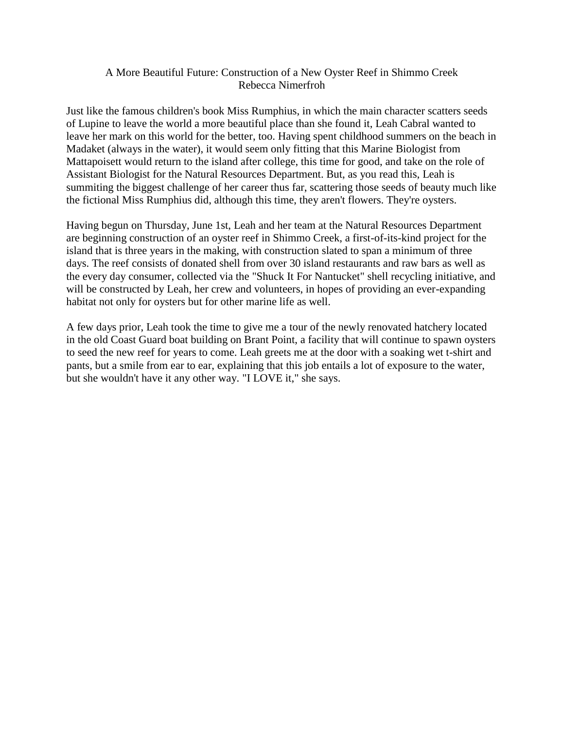# A More Beautiful Future: Construction of a New Oyster Reef in Shimmo Creek

Rebecca Nimerfroh

Just like the famous children's book Miss Rumphius, in which the main character scatters seeds of Lupine to leave the world a more beautiful place than she found it, Leah Cabral wanted to leave her mark on this world for the better, too. Having spent childhood summers on the beach in Madaket (always in the water), it would seem only fitting that this Marine Biologist from Mattapoisett would return to the island after college, this time for good, and take on the role of Assistant Biologist for the Natural Resources Department. But, as you read this, Leah is summiting the biggest challenge of her career thus far, scattering those seeds of beauty much like the fictional Miss Rumphius did, although this time, they aren't flowers. They're oysters.

Having begun on Thursday, June 1st, Leah and her team at the Natural Resources Department are beginning construction of an oyster reef in Shimmo Creek, a first-of-its-kind project for the island that is three years in the making, with construction slated to span a minimum of three days. The reef consists of donated shell from over 30 island restaurants and raw bars as well as the every day consumer, collected via the "Shuck It For Nantucket" shell recycling initiative, and will be constructed by Leah, her crew and volunteers, in hopes of providing an ever-expanding habitat not only for oysters but for other marine life as well.

A few days prior, Leah took the time to give me a tour of the newly renovated hatchery located in the old Coast Guard boat building on Brant Point, a facility that will continue to spawn oysters to seed the new reef for years to come. Leah greets me at the door with a soaking wet t-shirt and pants, but a smile from ear to ear, explaining that this job entails a lot of exposure to the water, but she wouldn't have it any other way. "I LOVE it," she says.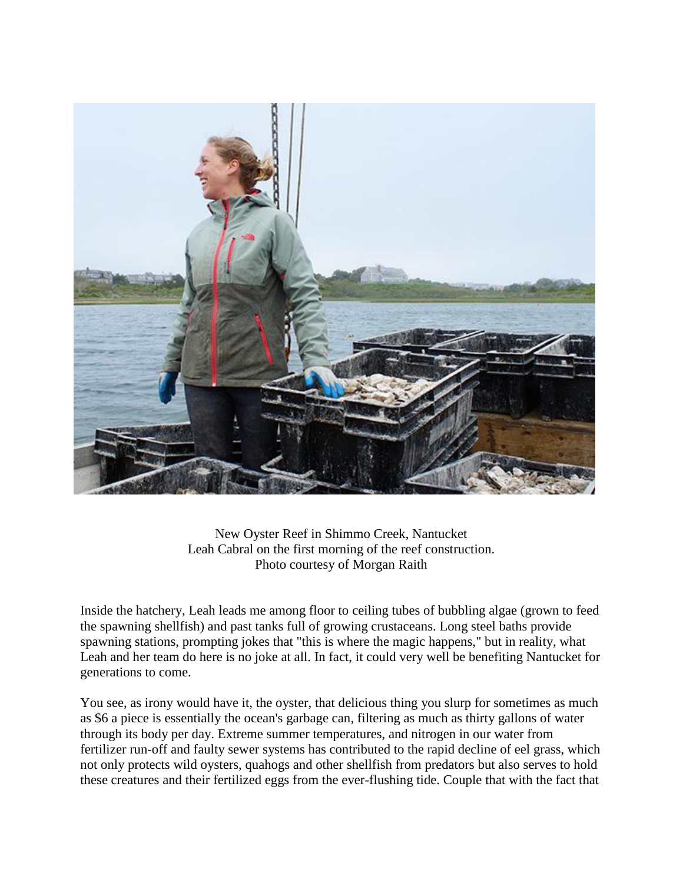New Oyster Reef in Shimmo Creek, Nantucket
Leah Cabral on the first morning of the reef construction.
Photo courtesy of Morgan Raith

Inside the hatchery, Leah leads me among floor to ceiling tubes of bubbling algae (grown to feed the spawning shellfish) and past tanks full of growing crustaceans. Long steel baths provide spawning stations, prompting jokes that "this is where the magic happens," but in reality, what Leah and her team do here is no joke at all. In fact, it could very well be benefiting Nantucket for generations to come.

You see, as irony would have it, the oyster, that delicious thing you slurp for sometimes as much as $6 a piece is essentially the ocean's garbage can, filtering as much as thirty gallons of water through its body per day. Extreme summer temperatures, and nitrogen in our water from fertilizer run-off and faulty sewer systems has contributed to the rapid decline of eel grass, which not only protects wild oysters, quahogs and other shellfish from predators but also serves to hold these creatures and their fertilized eggs from the ever-flushing tide. Couple that with the fact that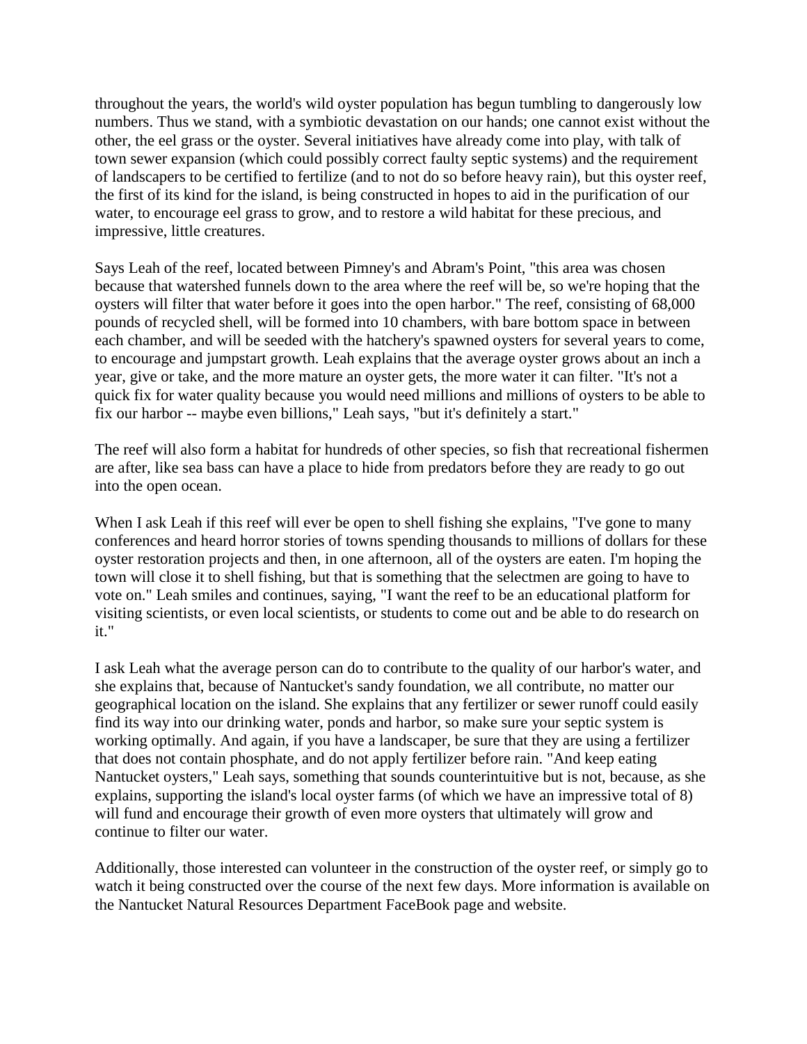throughout the years, the world's wild oyster population has begun tumbling to dangerously low numbers. Thus we stand, with a symbiotic devastation on our hands; one cannot exist without the other, the eel grass or the oyster. Several initiatives have already come into play, with talk of town sewer expansion (which could possibly correct faulty septic systems) and the requirement of landscapers to be certified to fertilize (and to not do so before heavy rain), but this oyster reef, the first of its kind for the island, is being constructed in hopes to aid in the purification of our water, to encourage eel grass to grow, and to restore a wild habitat for these precious, and impressive, little creatures.

Says Leah of the reef, located between Pimney's and Abram's Point, "this area was chosen because that watershed funnels down to the area where the reef will be, so we're hoping that the oysters will filter that water before it goes into the open harbor." The reef, consisting of 68,000 pounds of recycled shell, will be formed into 10 chambers, with bare bottom space in between each chamber, and will be seeded with the hatchery's spawned oysters for several years to come, to encourage and jumpstart growth. Leah explains that the average oyster grows about an inch a year, give or take, and the more mature an oyster gets, the more water it can filter. "It's not a quick fix for water quality because you would need millions and millions of oysters to be able to fix our harbor -- maybe even billions," Leah says, "but it's definitely a start."

The reef will also form a habitat for hundreds of other species, so fish that recreational fishermen are after, like sea bass can have a place to hide from predators before they are ready to go out into the open ocean.

When I ask Leah if this reef will ever be open to shell fishing she explains, "I've gone to many conferences and heard horror stories of towns spending thousands to millions of dollars for these oyster restoration projects and then, in one afternoon, all of the oysters are eaten. I'm hoping the town will close it to shell fishing, but that is something that the selectmen are going to have to vote on." Leah smiles and continues, saying, "I want the reef to be an educational platform for visiting scientists, or even local scientists, or students to come out and be able to do research on it."

I ask Leah what the average person can do to contribute to the quality of our harbor's water, and she explains that, because of Nantucket's sandy foundation, we all contribute, no matter our geographical location on the island. She explains that any fertilizer or sewer runoff could easily find its way into our drinking water, ponds and harbor, so make sure your septic system is working optimally. And again, if you have a landscaper, be sure that they are using a fertilizer that does not contain phosphate, and do not apply fertilizer before rain. "And keep eating Nantucket oysters," Leah says, something that sounds counterintuitive but is not, because, as she explains, supporting the island's local oyster farms (of which we have an impressive total of 8) will fund and encourage their growth of even more oysters that ultimately will grow and continue to filter our water.

Additionally, those interested can volunteer in the construction of the oyster reef, or simply go to watch it being constructed over the course of the next few days. More information is available on the Nantucket Natural Resources Department FaceBook page and website.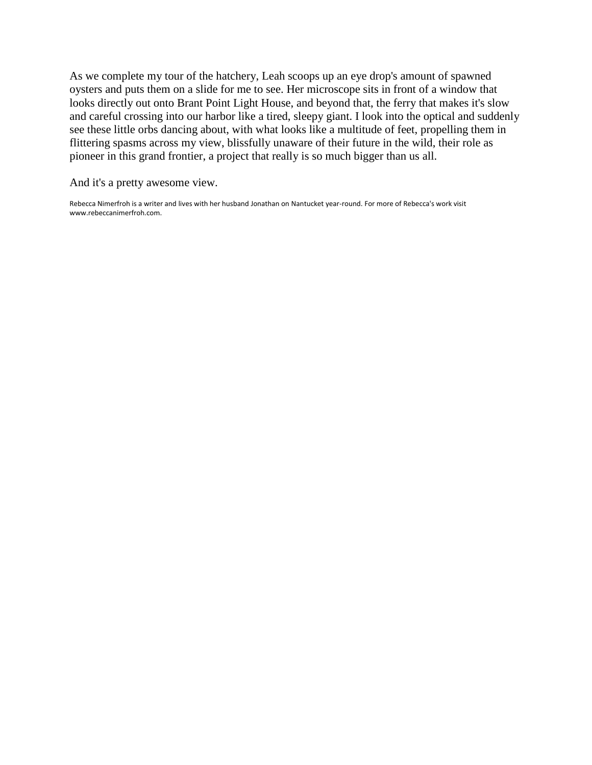As we complete my tour of the hatchery, Leah scoops up an eye drop's amount of spawned oysters and puts them on a slide for me to see. Her microscope sits in front of a window that looks directly out onto Brant Point Light House, and beyond that, the ferry that makes it's slow and careful crossing into our harbor like a tired, sleepy giant. I look into the optical and suddenly see these little orbs dancing about, with what looks like a multitude of feet, propelling them in flittering spasms across my view, blissfully unaware of their future in the wild, their role as pioneer in this grand frontier, a project that really is so much bigger than us all.

And it's a pretty awesome view.

Rebecca Nimerfroh is a writer and lives with her husband Jonathan on Nantucket year-round. For more of Rebecca's work visit www.rebeccanimerfroh.com.